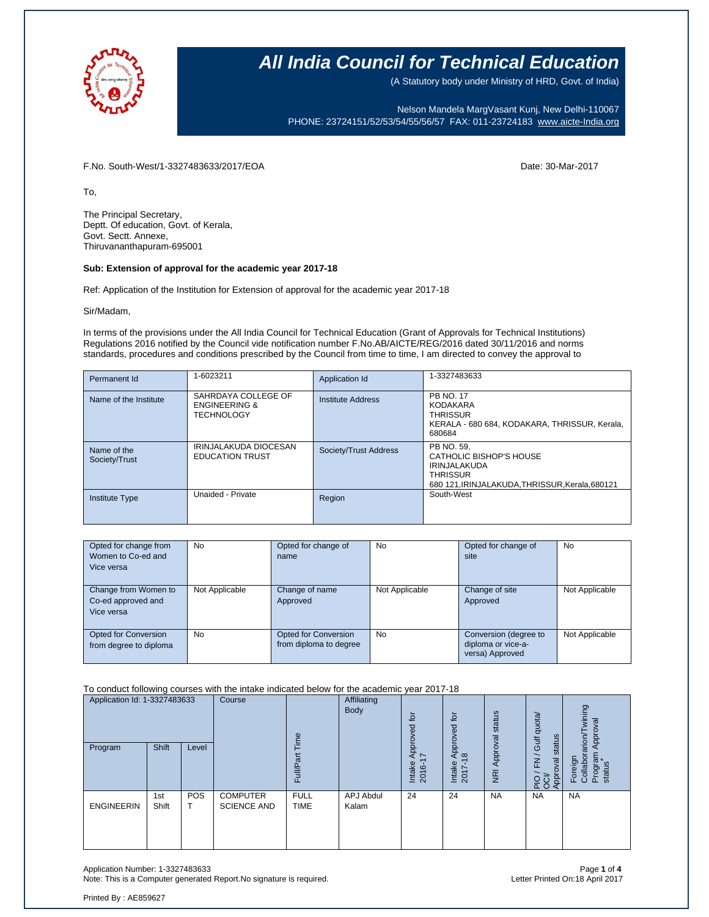# All India Council for Technical Education

(A Statutory body under Ministry of HRD, Govt. of India)

Nelson Mandela MargVasant Kunj, New Delhi-110067
PHONE: 23724151/52/53/54/55/56/57 FAX: 011-23724183 www.aicte-India.org

F.No. South-West/1-3327483633/2017/EOA

Date: 30-Mar-2017

To,

The Principal Secretary,
Deptt. Of education, Govt. of Kerala,
Govt. Sectt. Annexe,
Thiruvananthapuram-695001

**Sub: Extension of approval for the academic year 2017-18**

Ref: Application of the Institution for Extension of approval for the academic year 2017-18

Sir/Madam,

In terms of the provisions under the All India Council for Technical Education (Grant of Approvals for Technical Institutions) Regulations 2016 notified by the Council vide notification number F.No.AB/AICTE/REG/2016 dated 30/11/2016 and norms standards, procedures and conditions prescribed by the Council from time to time, I am directed to convey the approval to

| Permanent Id | 1-6023211 | Application Id | 1-3327483633 |
|---|---|---|---|
| Name of the Institute | SAHRDAYA COLLEGE OF ENGINEERING & TECHNOLOGY | Institute Address | PB NO. 17 KODAKARA THRISSUR KERALA - 680 684, KODAKARA, THRISSUR, Kerala, 680684 |
| Name of the Society/Trust | IRINJALAKUDA DIOCESAN EDUCATION TRUST | Society/Trust Address | PB NO. 59, CATHOLIC BISHOP'S HOUSE IRINJALAKUDA THRISSUR 680 121,IRINJALAKUDA,THRISSUR,Kerala,680121 |
| Institute Type | Unaided - Private | Region | South-West |

| Opted for change from Women to Co-ed and Vice versa | No | Opted for change of name | No | Opted for change of site | No |
|---|---|---|---|---|---|
| Change from Women to Co-ed approved and Vice versa | Not Applicable | Change of name Approved | Not Applicable | Change of site Approved | Not Applicable |
| Opted for Conversion from degree to diploma | No | Opted for Conversion from diploma to degree | No | Conversion (degree to diploma or vice-a-versa) Approved | Not Applicable |

To conduct following courses with the intake indicated below for the academic year 2017-18

| Application Id: 1-3327483633 | | | Course | Full/Part Time | Affiliating Body | Intake Approved for 2016-17 | Intake Approved for 2017-18 | NRI Approval status | PIO / FN / Gulf quota/ OCI/ Approval status | Foreign Collaborarion/Twining Program Approval status* |
|---|---|---|---|---|---|---|---|---|---|---|
| Program | Shift | Level | | | | | | | | |
| ENGINEERIN | 1st Shift | POST | COMPUTER SCIENCE AND | FULL TIME | APJ Abdul Kalam | 24 | 24 | NA | NA | NA |

Application Number: 1-3327483633
Note: This is a Computer generated Report.No signature is required.

Letter Printed On:18 April 2017

Printed By : AE859627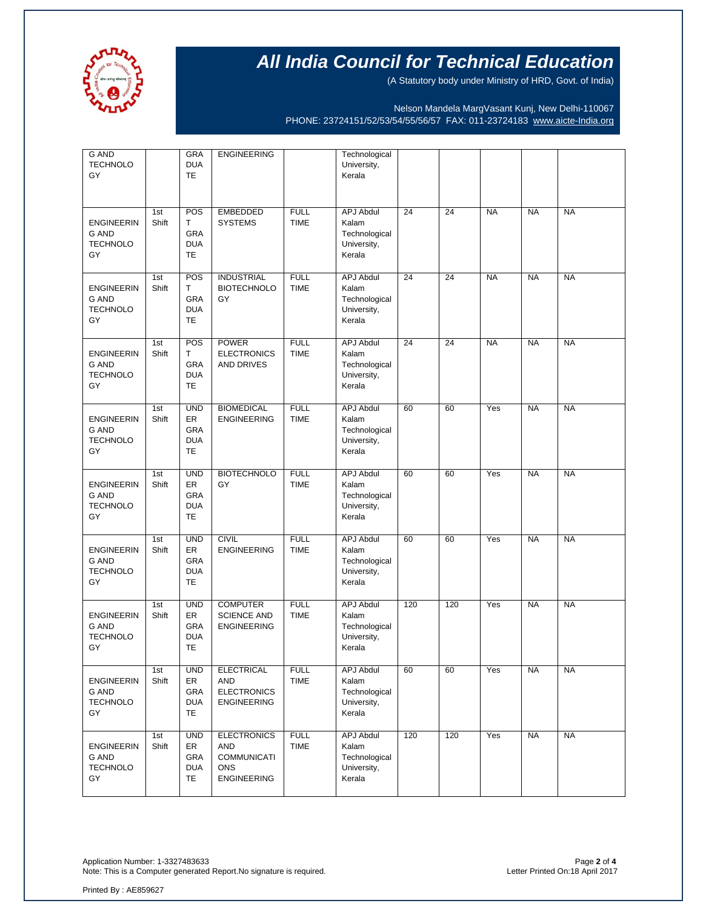# All India Council for Technical Education

(A Statutory body under Ministry of HRD, Govt. of India)

Nelson Mandela MargVasant Kunj, New Delhi-110067
PHONE: 23724151/52/53/54/55/56/57 FAX: 011-23724183 www.aicte-India.org

| | | | | | | | | | | |
|---|---|---|---|---|---|---|---|---|---|---|
| G AND TECHNOLOGY | | GRADUATE | ENGINEERING | | Technological University, Kerala | | | | | |
| ENGINEERING AND TECHNOLOGY | 1st Shift | POST GRADUATE | EMBEDDED SYSTEMS | FULL TIME | APJ Abdul Kalam Technological University, Kerala | 24 | 24 | NA | NA | NA |
| ENGINEERING AND TECHNOLOGY | 1st Shift | POST GRADUATE | INDUSTRIAL BIOTECHNOLOGY | FULL TIME | APJ Abdul Kalam Technological University, Kerala | 24 | 24 | NA | NA | NA |
| ENGINEERING AND TECHNOLOGY | 1st Shift | POST GRADUATE | POWER ELECTRONICS AND DRIVES | FULL TIME | APJ Abdul Kalam Technological University, Kerala | 24 | 24 | NA | NA | NA |
| ENGINEERING AND TECHNOLOGY | 1st Shift | UNDER GRADUATE | BIOMEDICAL ENGINEERING | FULL TIME | APJ Abdul Kalam Technological University, Kerala | 60 | 60 | Yes | NA | NA |
| ENGINEERING AND TECHNOLOGY | 1st Shift | UNDER GRADUATE | BIOTECHNOLOGY | FULL TIME | APJ Abdul Kalam Technological University, Kerala | 60 | 60 | Yes | NA | NA |
| ENGINEERING AND TECHNOLOGY | 1st Shift | UNDER GRADUATE | CIVIL ENGINEERING | FULL TIME | APJ Abdul Kalam Technological University, Kerala | 60 | 60 | Yes | NA | NA |
| ENGINEERING AND TECHNOLOGY | 1st Shift | UNDER GRADUATE | COMPUTER SCIENCE AND ENGINEERING | FULL TIME | APJ Abdul Kalam Technological University, Kerala | 120 | 120 | Yes | NA | NA |
| ENGINEERING AND TECHNOLOGY | 1st Shift | UNDER GRADUATE | ELECTRICAL AND ELECTRONICS ENGINEERING | FULL TIME | APJ Abdul Kalam Technological University, Kerala | 60 | 60 | Yes | NA | NA |
| ENGINEERING AND TECHNOLOGY | 1st Shift | UNDER GRADUATE | ELECTRONICS AND COMMUNICATIONS ENGINEERING | FULL TIME | APJ Abdul Kalam Technological University, Kerala | 120 | 120 | Yes | NA | NA |

Application Number: 1-3327483633
Note: This is a Computer generated Report.No signature is required.

Letter Printed On:18 April 2017

Printed By : AE859627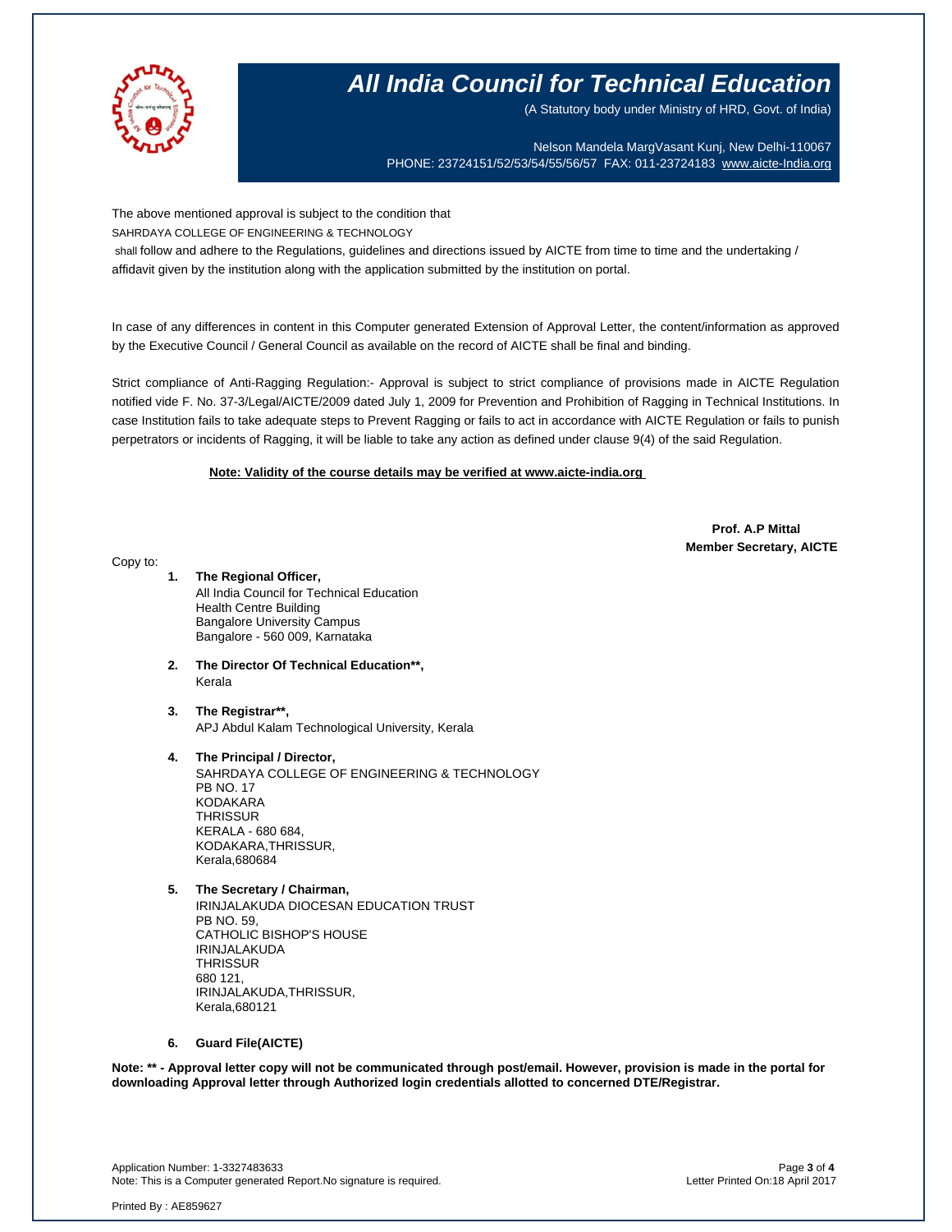# All India Council for Technical Education

(A Statutory body under Ministry of HRD, Govt. of India)

Nelson Mandela MargVasant Kunj, New Delhi-110067
PHONE: 23724151/52/53/54/55/56/57 FAX: 011-23724183 www.aicte-India.org

The above mentioned approval is subject to the condition that
SAHRDAYA COLLEGE OF ENGINEERING & TECHNOLOGY
shall follow and adhere to the Regulations, guidelines and directions issued by AICTE from time to time and the undertaking / affidavit given by the institution along with the application submitted by the institution on portal.

In case of any differences in content in this Computer generated Extension of Approval Letter, the content/information as approved by the Executive Council / General Council as available on the record of AICTE shall be final and binding.

Strict compliance of Anti-Ragging Regulation:- Approval is subject to strict compliance of provisions made in AICTE Regulation notified vide F. No. 37-3/Legal/AICTE/2009 dated July 1, 2009 for Prevention and Prohibition of Ragging in Technical Institutions. In case Institution fails to take adequate steps to Prevent Ragging or fails to act in accordance with AICTE Regulation or fails to punish perpetrators or incidents of Ragging, it will be liable to take any action as defined under clause 9(4) of the said Regulation.

**Note: Validity of the course details may be verified at www.aicte-india.org**

**Prof. A.P Mittal**
**Member Secretary, AICTE**

Copy to:

1. **The Regional Officer,**
   All India Council for Technical Education
   Health Centre Building
   Bangalore University Campus
   Bangalore - 560 009, Karnataka

2. **The Director Of Technical Education\*\*,**
   Kerala

3. **The Registrar\*\*,**
   APJ Abdul Kalam Technological University, Kerala

4. **The Principal / Director,**
   SAHRDAYA COLLEGE OF ENGINEERING & TECHNOLOGY
   PB NO. 17
   KODAKARA
   THRISSUR
   KERALA - 680 684,
   KODAKARA,THRISSUR,
   Kerala,680684

5. **The Secretary / Chairman,**
   IRINJALAKUDA DIOCESAN EDUCATION TRUST
   PB NO. 59,
   CATHOLIC BISHOP'S HOUSE
   IRINJALAKUDA
   THRISSUR
   680 121,
   IRINJALAKUDA,THRISSUR,
   Kerala,680121

6. **Guard File(AICTE)**

**Note: \*\* - Approval letter copy will not be communicated through post/email. However, provision is made in the portal for downloading Approval letter through Authorized login credentials allotted to concerned DTE/Registrar.**

Application Number: 1-3327483633
Note: This is a Computer generated Report.No signature is required.
Letter Printed On:18 April 2017

Printed By : AE859627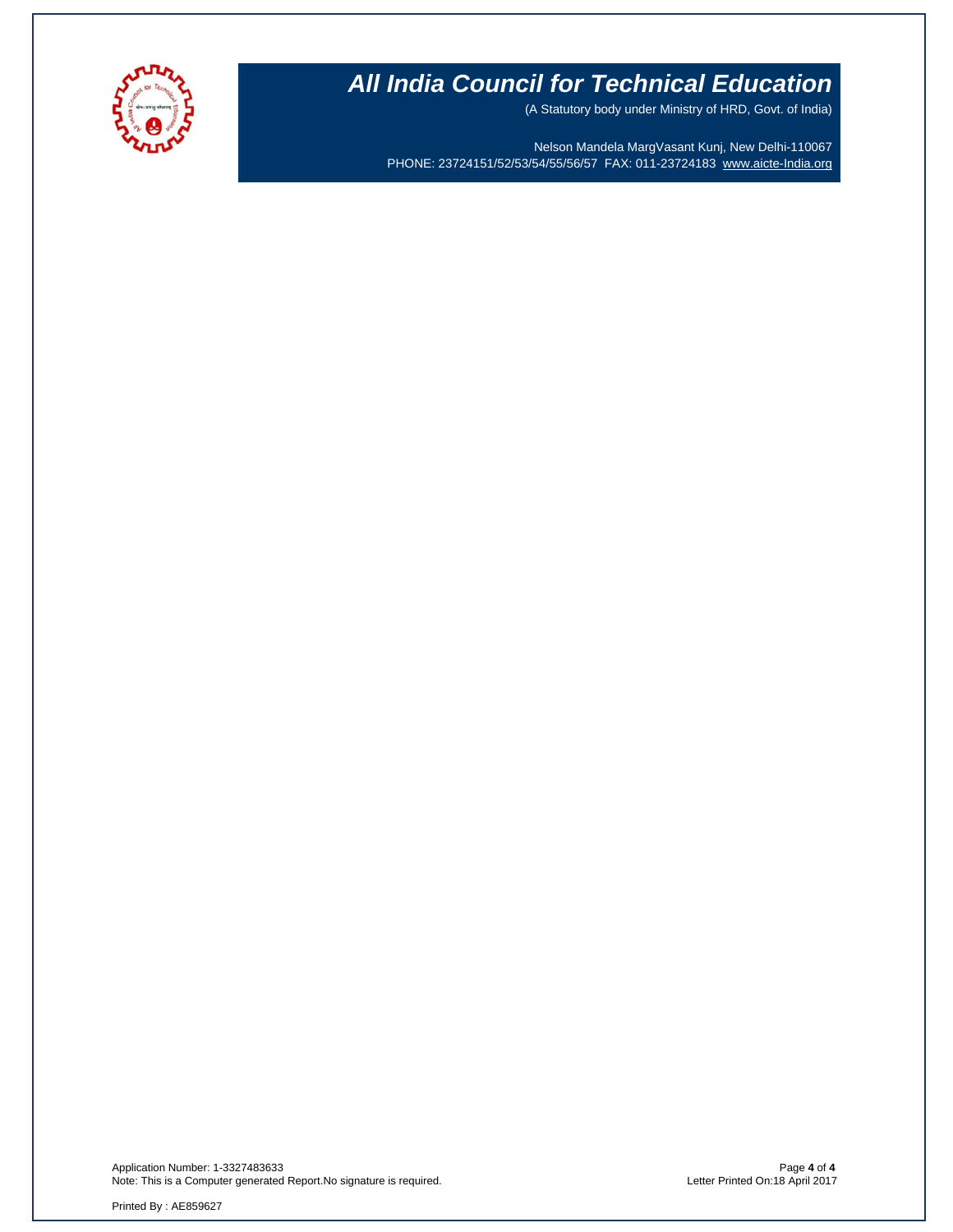# All India Council for Technical Education

(A Statutory body under Ministry of HRD, Govt. of India)

Nelson Mandela MargVasant Kunj, New Delhi-110067
PHONE: 23724151/52/53/54/55/56/57 FAX: 011-23724183 www.aicte-India.org

Application Number: 1-3327483633
Note: This is a Computer generated Report.No signature is required.

Letter Printed On:18 April 2017

Printed By : AE859627